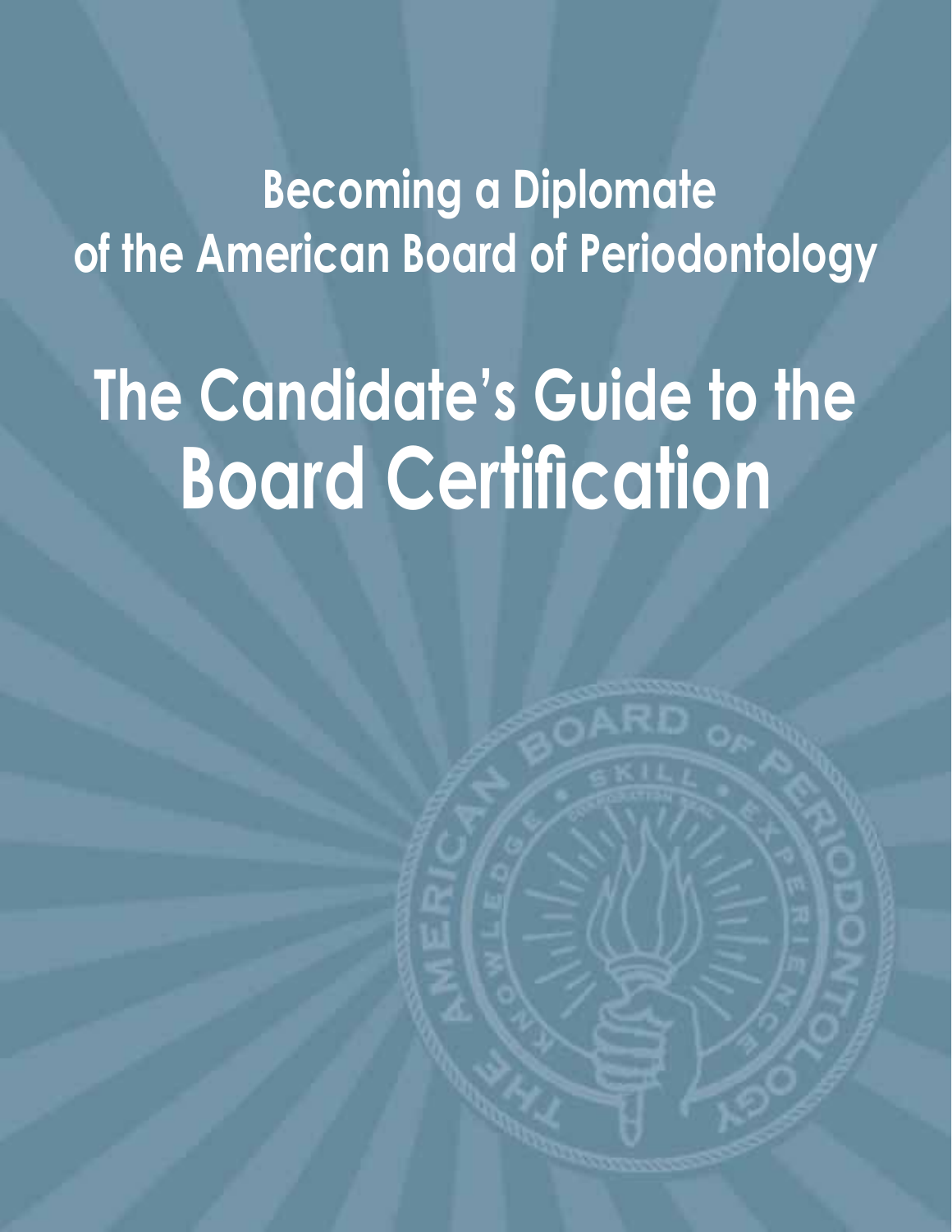## Becoming a Diplomate of the American Board of Periodontology

# The Candidate's Guide to the Board Certification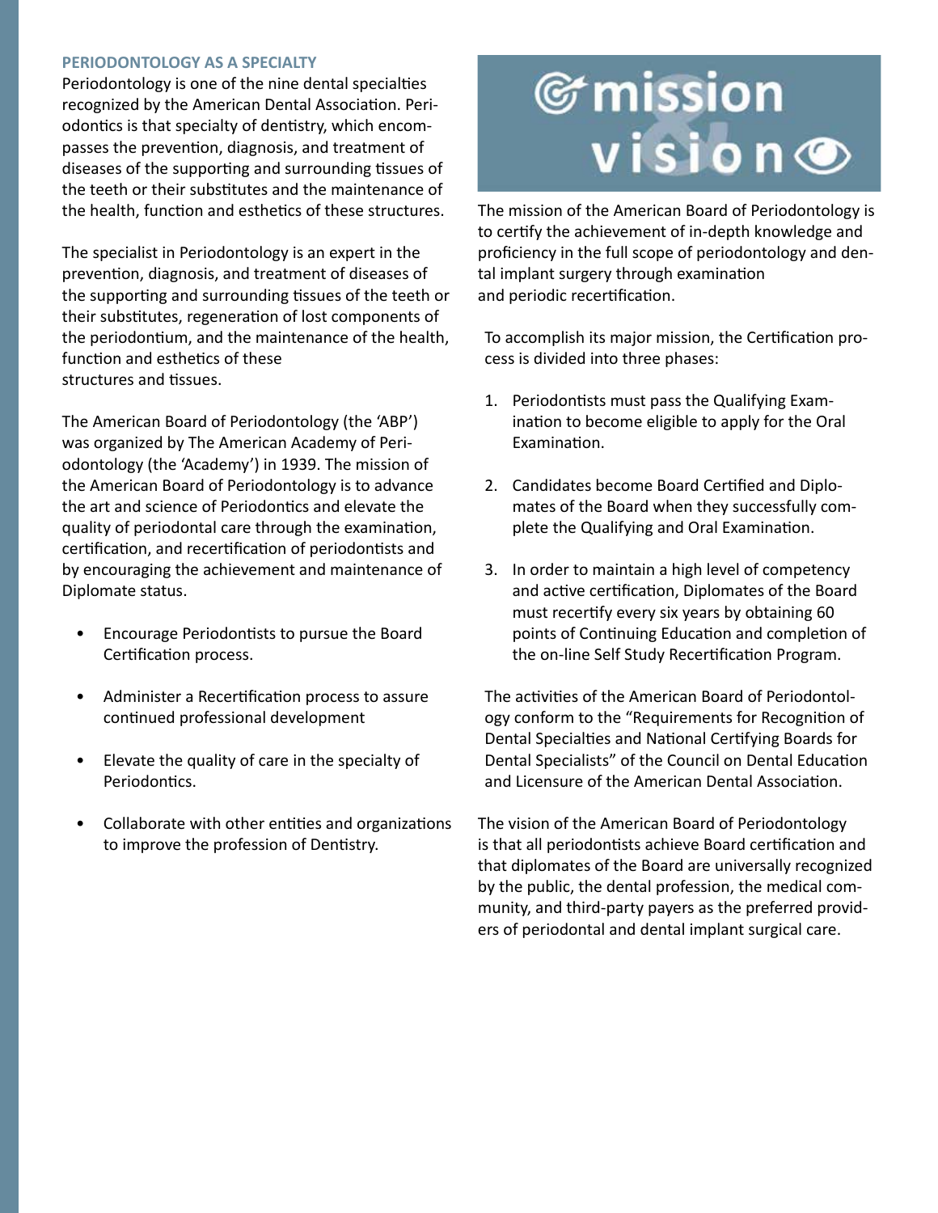## PERIODONTOLOGY AS A SPECIALTY

Periodontology is one of the nine dental specialties recognized by the American Dental Association. Periodontics is that specialty of dentistry, which encompasses the prevention, diagnosis, and treatment of diseases of the supporting and surrounding tissues of the teeth or their substitutes and the maintenance of the health, function and esthetics of these structures.

The specialist in Periodontology is an expert in the prevention, diagnosis, and treatment of diseases of the supporting and surrounding tissues of the teeth or their substitutes, regeneration of lost components of the periodontium, and the maintenance of the health, function and esthetics of these structures and tissues.

The American Board of Periodontology (the 'ABP') was organized by The American Academy of Periodontology (the 'Academy') in 1939. The mission of the American Board of Periodontology is to advance the art and science of Periodontics and elevate the quality of periodontal care through the examination, certification, and recertification of periodontists and by encouraging the achievement and maintenance of Diplomate status.

- Encourage Periodontists to pursue the Board Certification process.
- Administer a Recertification process to assure continued professional development
- Elevate the quality of care in the specialty of Periodontics.
- Collaborate with other entities and organizations to improve the profession of Dentistry.

## mission & vision

The mission of the American Board of Periodontology is to certify the achievement of in-depth knowledge and proficiency in the full scope of periodontology and dental implant surgery through examination and periodic recertification.

To accomplish its major mission, the Certification process is divided into three phases:

1. Periodontists must pass the Qualifying Examination to become eligible to apply for the Oral Examination.
2. Candidates become Board Certified and Diplomates of the Board when they successfully complete the Qualifying and Oral Examination.
3. In order to maintain a high level of competency and active certification, Diplomates of the Board must recertify every six years by obtaining 60 points of Continuing Education and completion of the on-line Self Study Recertification Program.

The activities of the American Board of Periodontology conform to the "Requirements for Recognition of Dental Specialties and National Certifying Boards for Dental Specialists" of the Council on Dental Education and Licensure of the American Dental Association.

The vision of the American Board of Periodontology is that all periodontists achieve Board certification and that diplomates of the Board are universally recognized by the public, the dental profession, the medical community, and third-party payers as the preferred providers of periodontal and dental implant surgical care.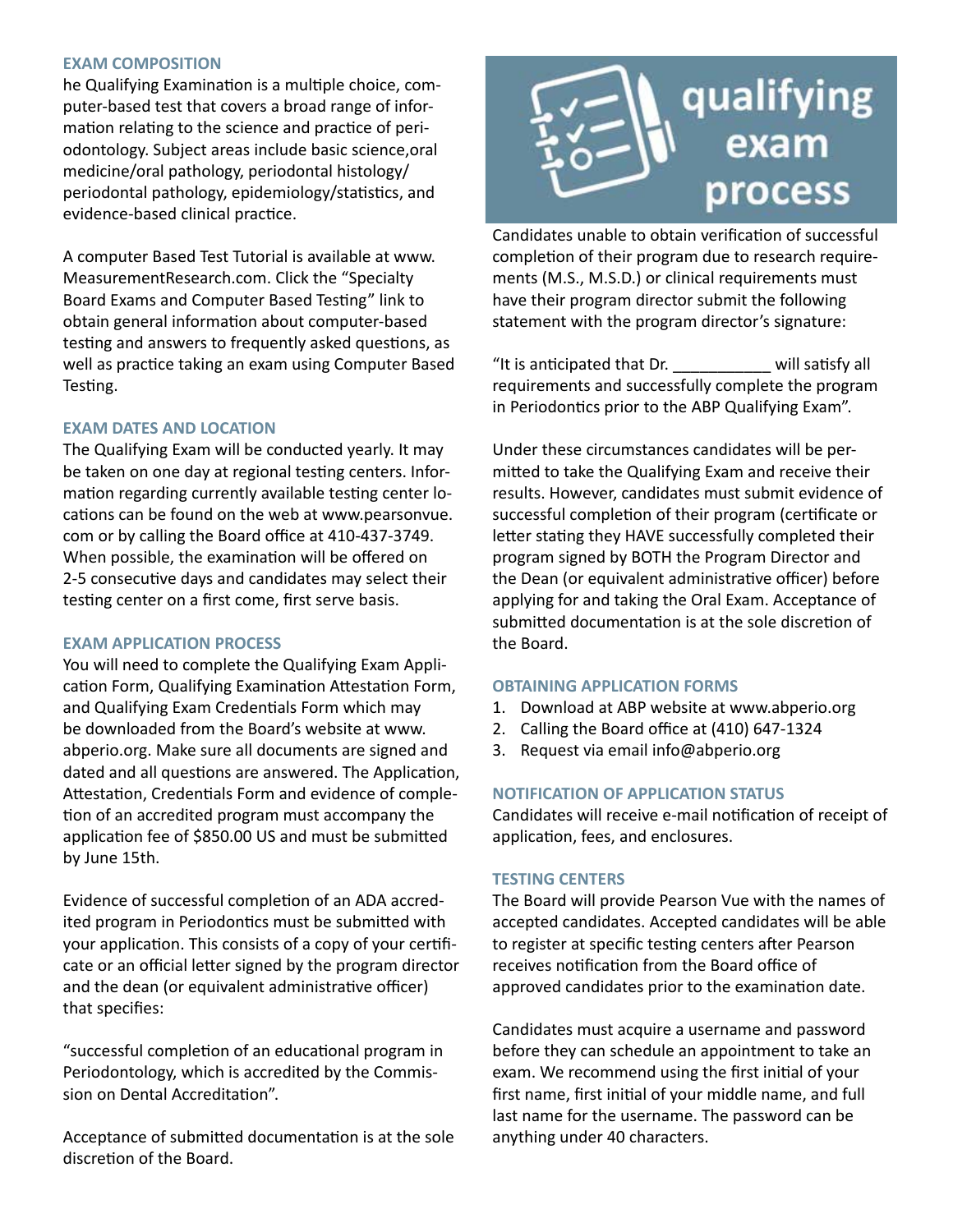### EXAM COMPOSITION

he Qualifying Examination is a multiple choice, computer-based test that covers a broad range of information relating to the science and practice of periodontology. Subject areas include basic science,oral medicine/oral pathology, periodontal histology/periodontal pathology, epidemiology/statistics, and evidence-based clinical practice.

A computer Based Test Tutorial is available at www.MeasurementResearch.com. Click the "Specialty Board Exams and Computer Based Testing" link to obtain general information about computer-based testing and answers to frequently asked questions, as well as practice taking an exam using Computer Based Testing.

### EXAM DATES AND LOCATION

The Qualifying Exam will be conducted yearly. It may be taken on one day at regional testing centers. Information regarding currently available testing center locations can be found on the web at www.pearsonvue.com or by calling the Board office at 410-437-3749. When possible, the examination will be offered on 2-5 consecutive days and candidates may select their testing center on a first come, first serve basis.

### EXAM APPLICATION PROCESS

You will need to complete the Qualifying Exam Application Form, Qualifying Examination Attestation Form, and Qualifying Exam Credentials Form which may be downloaded from the Board's website at www.abperio.org. Make sure all documents are signed and dated and all questions are answered. The Application, Attestation, Credentials Form and evidence of completion of an accredited program must accompany the application fee of $850.00 US and must be submitted by June 15th.

Evidence of successful completion of an ADA accredited program in Periodontics must be submitted with your application. This consists of a copy of your certificate or an official letter signed by the program director and the dean (or equivalent administrative officer) that specifies:

"successful completion of an educational program in Periodontology, which is accredited by the Commission on Dental Accreditation".

Acceptance of submitted documentation is at the sole discretion of the Board.

## qualifying exam process

Candidates unable to obtain verification of successful completion of their program due to research requirements (M.S., M.S.D.) or clinical requirements must have their program director submit the following statement with the program director's signature:

"It is anticipated that Dr. ___________ will satisfy all requirements and successfully complete the program in Periodontics prior to the ABP Qualifying Exam".

Under these circumstances candidates will be permitted to take the Qualifying Exam and receive their results. However, candidates must submit evidence of successful completion of their program (certificate or letter stating they HAVE successfully completed their program signed by BOTH the Program Director and the Dean (or equivalent administrative officer) before applying for and taking the Oral Exam. Acceptance of submitted documentation is at the sole discretion of the Board.

### OBTAINING APPLICATION FORMS

1. Download at ABP website at www.abperio.org
2. Calling the Board office at (410) 647-1324
3. Request via email info@abperio.org

### NOTIFICATION OF APPLICATION STATUS

Candidates will receive e-mail notification of receipt of application, fees, and enclosures.

### TESTING CENTERS

The Board will provide Pearson Vue with the names of accepted candidates. Accepted candidates will be able to register at specific testing centers after Pearson receives notification from the Board office of approved candidates prior to the examination date.

Candidates must acquire a username and password before they can schedule an appointment to take an exam. We recommend using the first initial of your first name, first initial of your middle name, and full last name for the username. The password can be anything under 40 characters.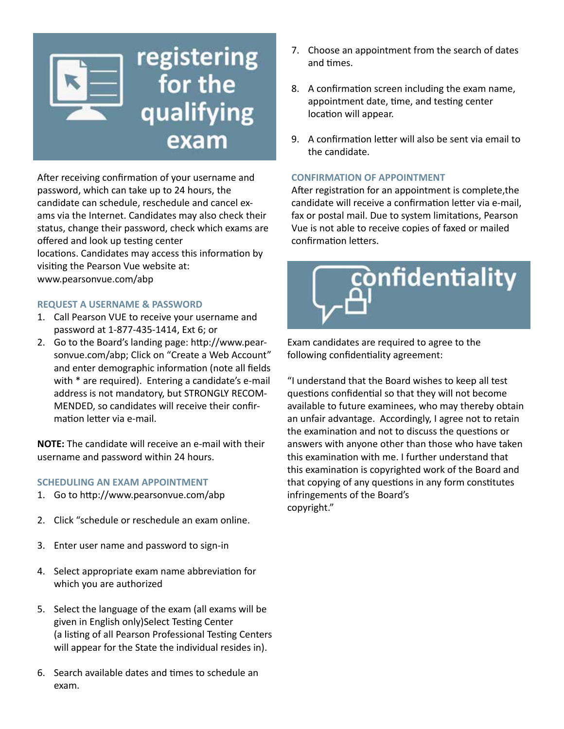# registering for the qualifying exam

After receiving confirmation of your username and password, which can take up to 24 hours, the candidate can schedule, reschedule and cancel exams via the Internet. Candidates may also check their status, change their password, check which exams are offered and look up testing center locations. Candidates may access this information by visiting the Pearson Vue website at: www.pearsonvue.com/abp

### REQUEST A USERNAME & PASSWORD

1. Call Pearson VUE to receive your username and password at 1-877-435-1414, Ext 6; or
2. Go to the Board's landing page: http://www.pearsonvue.com/abp; Click on "Create a Web Account" and enter demographic information (note all fields with * are required). Entering a candidate's e-mail address is not mandatory, but STRONGLY RECOMMENDED, so candidates will receive their confirmation letter via e-mail.

**NOTE:** The candidate will receive an e-mail with their username and password within 24 hours.

### SCHEDULING AN EXAM APPOINTMENT

1. Go to http://www.pearsonvue.com/abp
2. Click "schedule or reschedule an exam online.
3. Enter user name and password to sign-in
4. Select appropriate exam name abbreviation for which you are authorized
5. Select the language of the exam (all exams will be given in English only)Select Testing Center (a listing of all Pearson Professional Testing Centers will appear for the State the individual resides in).
6. Search available dates and times to schedule an exam.
7. Choose an appointment from the search of dates and times.
8. A confirmation screen including the exam name, appointment date, time, and testing center location will appear.
9. A confirmation letter will also be sent via email to the candidate.

### CONFIRMATION OF APPOINTMENT

After registration for an appointment is complete,the candidate will receive a confirmation letter via e-mail, fax or postal mail. Due to system limitations, Pearson Vue is not able to receive copies of faxed or mailed confirmation letters.

# confidentiality

Exam candidates are required to agree to the following confidentiality agreement:

"I understand that the Board wishes to keep all test questions confidential so that they will not become available to future examinees, who may thereby obtain an unfair advantage. Accordingly, I agree not to retain the examination and not to discuss the questions or answers with anyone other than those who have taken this examination with me. I further understand that this examination is copyrighted work of the Board and that copying of any questions in any form constitutes infringements of the Board's copyright."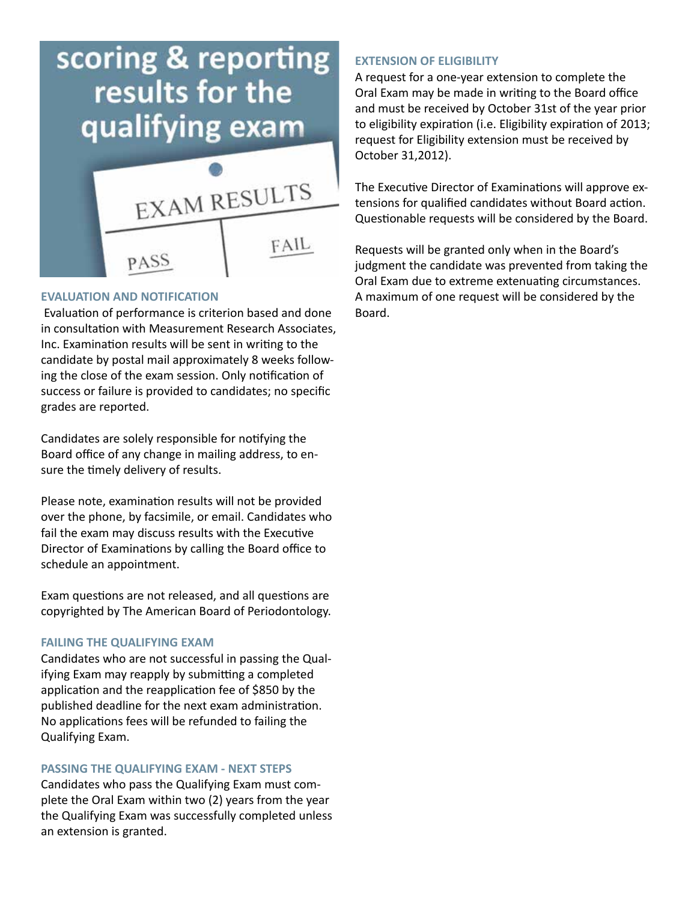# scoring & reporting results for the qualifying exam

### EVALUATION AND NOTIFICATION

Evaluation of performance is criterion based and done in consultation with Measurement Research Associates, Inc. Examination results will be sent in writing to the candidate by postal mail approximately 8 weeks following the close of the exam session. Only notification of success or failure is provided to candidates; no specific grades are reported.

Candidates are solely responsible for notifying the Board office of any change in mailing address, to ensure the timely delivery of results.

Please note, examination results will not be provided over the phone, by facsimile, or email. Candidates who fail the exam may discuss results with the Executive Director of Examinations by calling the Board office to schedule an appointment.

Exam questions are not released, and all questions are copyrighted by The American Board of Periodontology.

### FAILING THE QUALIFYING EXAM

Candidates who are not successful in passing the Qualifying Exam may reapply by submitting a completed application and the reapplication fee of $850 by the published deadline for the next exam administration. No applications fees will be refunded to failing the Qualifying Exam.

### PASSING THE QUALIFYING EXAM - NEXT STEPS

Candidates who pass the Qualifying Exam must complete the Oral Exam within two (2) years from the year the Qualifying Exam was successfully completed unless an extension is granted.

### EXTENSION OF ELIGIBILITY

A request for a one-year extension to complete the Oral Exam may be made in writing to the Board office and must be received by October 31st of the year prior to eligibility expiration (i.e. Eligibility expiration of 2013; request for Eligibility extension must be received by October 31,2012).

The Executive Director of Examinations will approve extensions for qualified candidates without Board action. Questionable requests will be considered by the Board.

Requests will be granted only when in the Board's judgment the candidate was prevented from taking the Oral Exam due to extreme extenuating circumstances. A maximum of one request will be considered by the Board.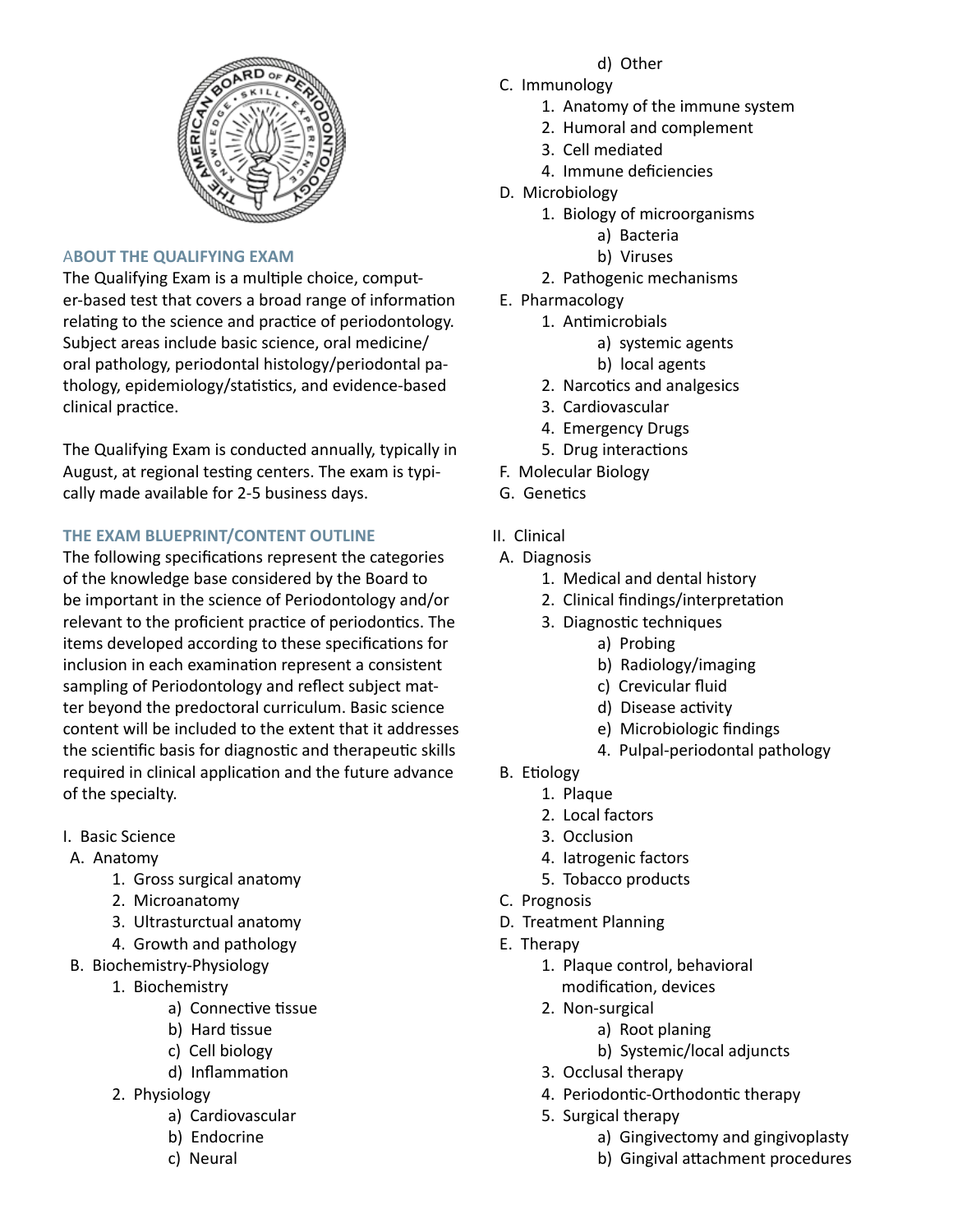## ABOUT THE QUALIFYING EXAM

The Qualifying Exam is a multiple choice, computer-based test that covers a broad range of information relating to the science and practice of periodontology. Subject areas include basic science, oral medicine/oral pathology, periodontal histology/periodontal pathology, epidemiology/statistics, and evidence-based clinical practice.

The Qualifying Exam is conducted annually, typically in August, at regional testing centers. The exam is typically made available for 2-5 business days.

## THE EXAM BLUEPRINT/CONTENT OUTLINE

The following specifications represent the categories of the knowledge base considered by the Board to be important in the science of Periodontology and/or relevant to the proficient practice of periodontics. The items developed according to these specifications for inclusion in each examination represent a consistent sampling of Periodontology and reflect subject matter beyond the predoctoral curriculum. Basic science content will be included to the extent that it addresses the scientific basis for diagnostic and therapeutic skills required in clinical application and the future advance of the specialty.

- I. Basic Science
  - A. Anatomy
    1. Gross surgical anatomy
    2. Microanatomy
    3. Ultrasturctual anatomy
    4. Growth and pathology
  - B. Biochemistry-Physiology
    1. Biochemistry
       - a) Connective tissue
       - b) Hard tissue
       - c) Cell biology
       - d) Inflammation
    2. Physiology
       - a) Cardiovascular
       - b) Endocrine
       - c) Neural
       - d) Other
  - C. Immunology
    1. Anatomy of the immune system
    2. Humoral and complement
    3. Cell mediated
    4. Immune deficiencies
  - D. Microbiology
    1. Biology of microorganisms
       - a) Bacteria
       - b) Viruses
    2. Pathogenic mechanisms
  - E. Pharmacology
    1. Antimicrobials
       - a) systemic agents
       - b) local agents
    2. Narcotics and analgesics
    3. Cardiovascular
    4. Emergency Drugs
    5. Drug interactions
  - F. Molecular Biology
  - G. Genetics

- II. Clinical
  - A. Diagnosis
    1. Medical and dental history
    2. Clinical findings/interpretation
    3. Diagnostic techniques
       - a) Probing
       - b) Radiology/imaging
       - c) Crevicular fluid
       - d) Disease activity
       - e) Microbiologic findings
    4. Pulpal-periodontal pathology
  - B. Etiology
    1. Plaque
    2. Local factors
    3. Occlusion
    4. Iatrogenic factors
    5. Tobacco products
  - C. Prognosis
  - D. Treatment Planning
  - E. Therapy
    1. Plaque control, behavioral modification, devices
    2. Non-surgical
       - a) Root planing
       - b) Systemic/local adjuncts
    3. Occlusal therapy
    4. Periodontic-Orthodontic therapy
    5. Surgical therapy
       - a) Gingivectomy and gingivoplasty
       - b) Gingival attachment procedures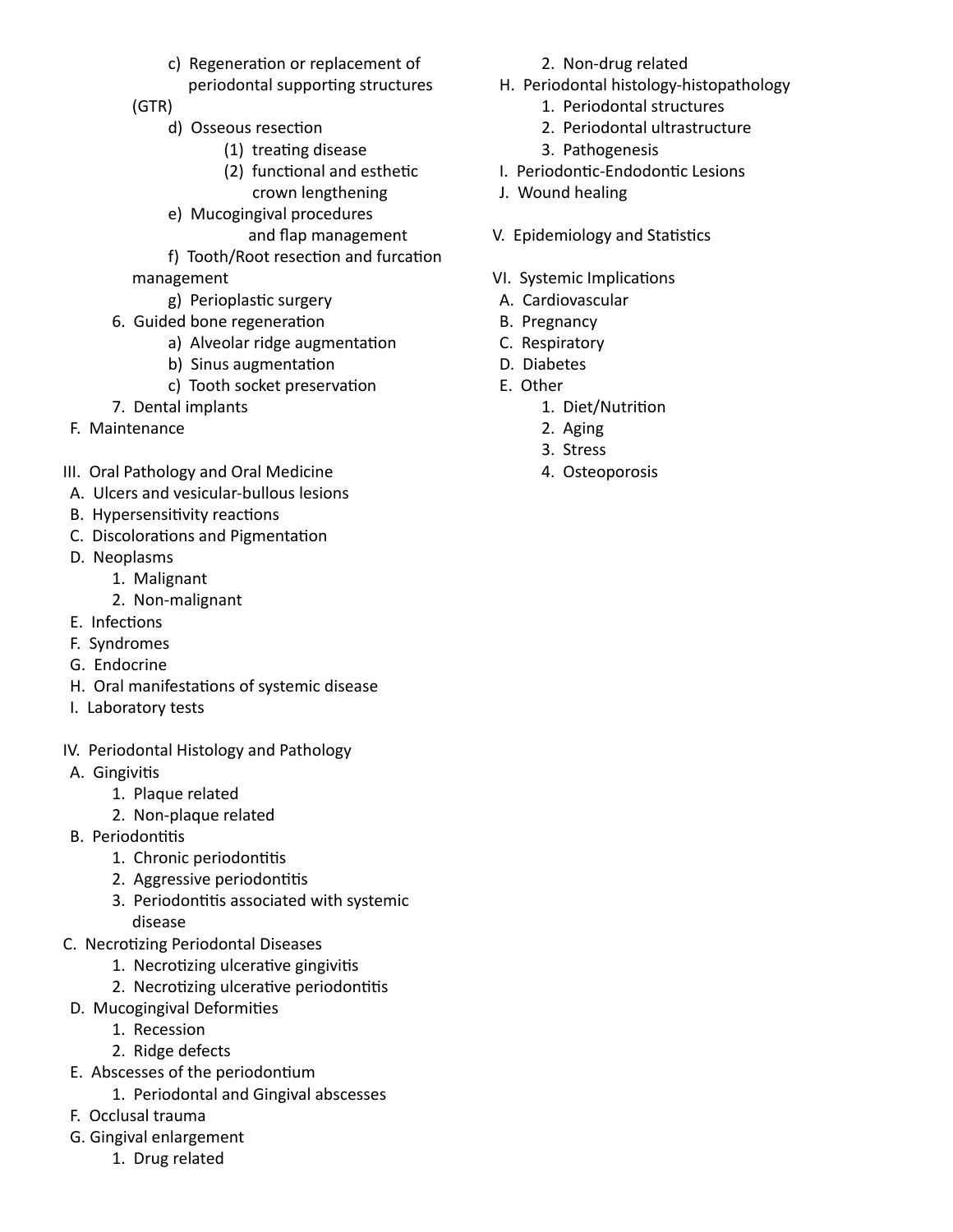- c) Regeneration or replacement of periodontal supporting structures (GTR)
- d) Osseous resection
  - (1) treating disease
  - (2) functional and esthetic crown lengthening
- e) Mucogingival procedures and flap management
- f) Tooth/Root resection and furcation management
- g) Perioplastic surgery

6. Guided bone regeneration
   - a) Alveolar ridge augmentation
   - b) Sinus augmentation
   - c) Tooth socket preservation
7. Dental implants

F. Maintenance

III. Oral Pathology and Oral Medicine

A. Ulcers and vesicular-bullous lesions

B. Hypersensitivity reactions

C. Discolorations and Pigmentation

D. Neoplasms
1. Malignant
2. Non-malignant

E. Infections

F. Syndromes

G. Endocrine

H. Oral manifestations of systemic disease

I. Laboratory tests

IV. Periodontal Histology and Pathology

A. Gingivitis
1. Plaque related
2. Non-plaque related

B. Periodontitis
1. Chronic periodontitis
2. Aggressive periodontitis
3. Periodontitis associated with systemic disease

C. Necrotizing Periodontal Diseases
1. Necrotizing ulcerative gingivitis
2. Necrotizing ulcerative periodontitis

D. Mucogingival Deformities
1. Recession
2. Ridge defects

E. Abscesses of the periodontium
1. Periodontal and Gingival abscesses

F. Occlusal trauma

G. Gingival enlargement
1. Drug related
2. Non-drug related

H. Periodontal histology-histopathology
1. Periodontal structures
2. Periodontal ultrastructure
3. Pathogenesis

I. Periodontic-Endodontic Lesions

J. Wound healing

V. Epidemiology and Statistics

VI. Systemic Implications

A. Cardiovascular

B. Pregnancy

C. Respiratory

D. Diabetes

E. Other
1. Diet/Nutrition
2. Aging
3. Stress
4. Osteoporosis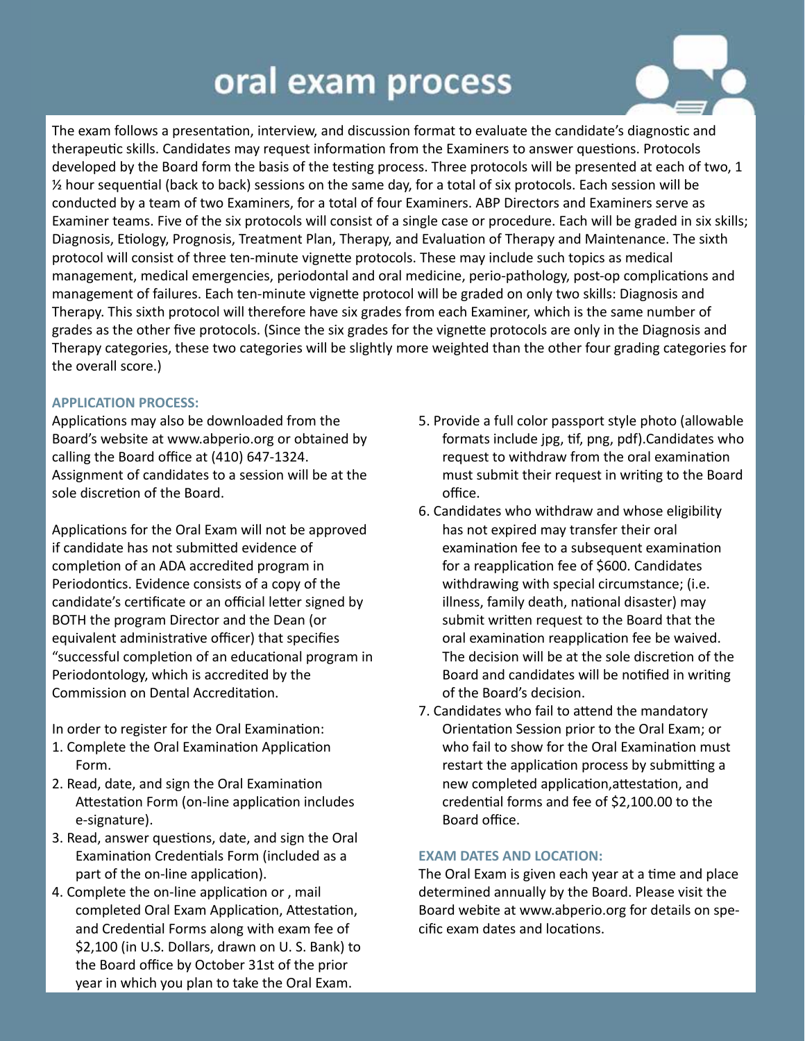# oral exam process

The exam follows a presentation, interview, and discussion format to evaluate the candidate's diagnostic and therapeutic skills. Candidates may request information from the Examiners to answer questions. Protocols developed by the Board form the basis of the testing process. Three protocols will be presented at each of two, 1 ½ hour sequential (back to back) sessions on the same day, for a total of six protocols. Each session will be conducted by a team of two Examiners, for a total of four Examiners. ABP Directors and Examiners serve as Examiner teams. Five of the six protocols will consist of a single case or procedure. Each will be graded in six skills; Diagnosis, Etiology, Prognosis, Treatment Plan, Therapy, and Evaluation of Therapy and Maintenance. The sixth protocol will consist of three ten-minute vignette protocols. These may include such topics as medical management, medical emergencies, periodontal and oral medicine, perio-pathology, post-op complications and management of failures. Each ten-minute vignette protocol will be graded on only two skills: Diagnosis and Therapy. This sixth protocol will therefore have six grades from each Examiner, which is the same number of grades as the other five protocols. (Since the six grades for the vignette protocols are only in the Diagnosis and Therapy categories, these two categories will be slightly more weighted than the other four grading categories for the overall score.)

### APPLICATION PROCESS:

Applications may also be downloaded from the Board's website at www.abperio.org or obtained by calling the Board office at (410) 647-1324. Assignment of candidates to a session will be at the sole discretion of the Board.

Applications for the Oral Exam will not be approved if candidate has not submitted evidence of completion of an ADA accredited program in Periodontics. Evidence consists of a copy of the candidate's certificate or an official letter signed by BOTH the program Director and the Dean (or equivalent administrative officer) that specifies "successful completion of an educational program in Periodontology, which is accredited by the Commission on Dental Accreditation.

In order to register for the Oral Examination:

1. Complete the Oral Examination Application Form.
2. Read, date, and sign the Oral Examination Attestation Form (on-line application includes e-signature).
3. Read, answer questions, date, and sign the Oral Examination Credentials Form (included as a part of the on-line application).
4. Complete the on-line application or , mail completed Oral Exam Application, Attestation, and Credential Forms along with exam fee of $2,100 (in U.S. Dollars, drawn on U. S. Bank) to the Board office by October 31st of the prior year in which you plan to take the Oral Exam.
5. Provide a full color passport style photo (allowable formats include jpg, tif, png, pdf).Candidates who request to withdraw from the oral examination must submit their request in writing to the Board office.
6. Candidates who withdraw and whose eligibility has not expired may transfer their oral examination fee to a subsequent examination for a reapplication fee of $600. Candidates withdrawing with special circumstance; (i.e. illness, family death, national disaster) may submit written request to the Board that the oral examination reapplication fee be waived. The decision will be at the sole discretion of the Board and candidates will be notified in writing of the Board's decision.
7. Candidates who fail to attend the mandatory Orientation Session prior to the Oral Exam; or who fail to show for the Oral Examination must restart the application process by submitting a new completed application,attestation, and credential forms and fee of $2,100.00 to the Board office.

### EXAM DATES AND LOCATION:

The Oral Exam is given each year at a time and place determined annually by the Board. Please visit the Board webite at www.abperio.org for details on specific exam dates and locations.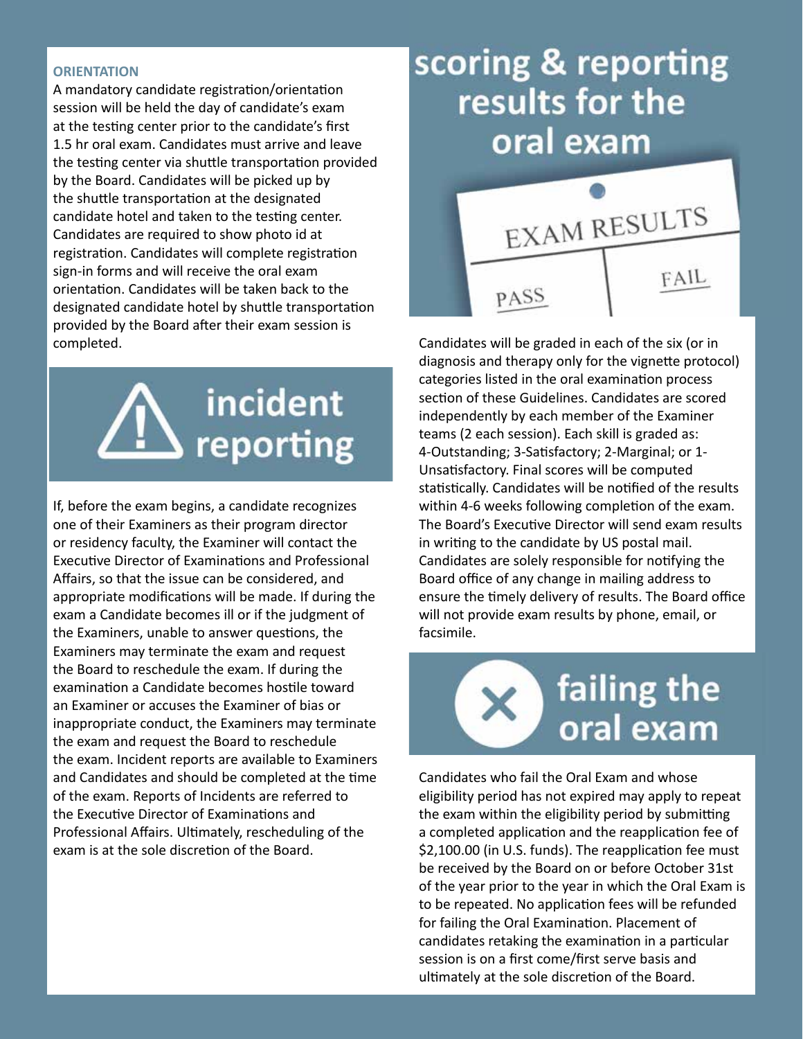## ORIENTATION

A mandatory candidate registration/orientation session will be held the day of candidate's exam at the testing center prior to the candidate's first 1.5 hr oral exam. Candidates must arrive and leave the testing center via shuttle transportation provided by the Board. Candidates will be picked up by the shuttle transportation at the designated candidate hotel and taken to the testing center. Candidates are required to show photo id at registration. Candidates will complete registration sign-in forms and will receive the oral exam orientation. Candidates will be taken back to the designated candidate hotel by shuttle transportation provided by the Board after their exam session is completed.

# incident reporting

If, before the exam begins, a candidate recognizes one of their Examiners as their program director or residency faculty, the Examiner will contact the Executive Director of Examinations and Professional Affairs, so that the issue can be considered, and appropriate modifications will be made. If during the exam a Candidate becomes ill or if the judgment of the Examiners, unable to answer questions, the Examiners may terminate the exam and request the Board to reschedule the exam. If during the examination a Candidate becomes hostile toward an Examiner or accuses the Examiner of bias or inappropriate conduct, the Examiners may terminate the exam and request the Board to reschedule the exam. Incident reports are available to Examiners and Candidates and should be completed at the time of the exam. Reports of Incidents are referred to the Executive Director of Examinations and Professional Affairs. Ultimately, rescheduling of the exam is at the sole discretion of the Board.

# scoring & reporting results for the oral exam

Candidates will be graded in each of the six (or in diagnosis and therapy only for the vignette protocol) categories listed in the oral examination process section of these Guidelines. Candidates are scored independently by each member of the Examiner teams (2 each session). Each skill is graded as: 4-Outstanding; 3-Satisfactory; 2-Marginal; or 1-Unsatisfactory. Final scores will be computed statistically. Candidates will be notified of the results within 4-6 weeks following completion of the exam. The Board's Executive Director will send exam results in writing to the candidate by US postal mail. Candidates are solely responsible for notifying the Board office of any change in mailing address to ensure the timely delivery of results. The Board office will not provide exam results by phone, email, or facsimile.

# failing the oral exam

Candidates who fail the Oral Exam and whose eligibility period has not expired may apply to repeat the exam within the eligibility period by submitting a completed application and the reapplication fee of $2,100.00 (in U.S. funds). The reapplication fee must be received by the Board on or before October 31st of the year prior to the year in which the Oral Exam is to be repeated. No application fees will be refunded for failing the Oral Examination. Placement of candidates retaking the examination in a particular session is on a first come/first serve basis and ultimately at the sole discretion of the Board.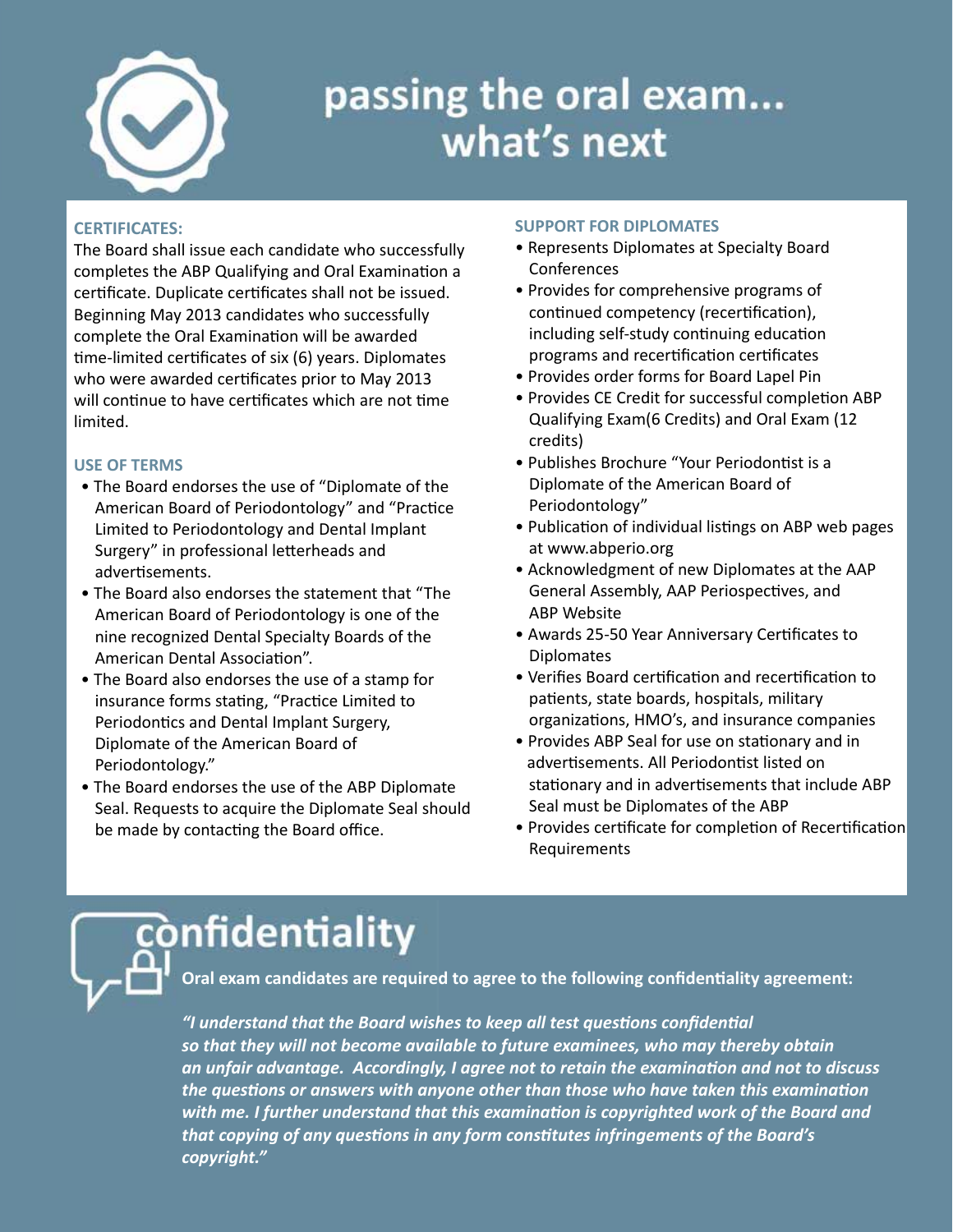# passing the oral exam... what's next

## CERTIFICATES:

The Board shall issue each candidate who successfully completes the ABP Qualifying and Oral Examination a certificate. Duplicate certificates shall not be issued. Beginning May 2013 candidates who successfully complete the Oral Examination will be awarded time-limited certificates of six (6) years. Diplomates who were awarded certificates prior to May 2013 will continue to have certificates which are not time limited.

## USE OF TERMS

- The Board endorses the use of "Diplomate of the American Board of Periodontology" and "Practice Limited to Periodontology and Dental Implant Surgery" in professional letterheads and advertisements.
- The Board also endorses the statement that "The American Board of Periodontology is one of the nine recognized Dental Specialty Boards of the American Dental Association".
- The Board also endorses the use of a stamp for insurance forms stating, "Practice Limited to Periodontics and Dental Implant Surgery, Diplomate of the American Board of Periodontology."
- The Board endorses the use of the ABP Diplomate Seal. Requests to acquire the Diplomate Seal should be made by contacting the Board office.

## SUPPORT FOR DIPLOMATES

- Represents Diplomates at Specialty Board Conferences
- Provides for comprehensive programs of continued competency (recertification), including self-study continuing education programs and recertification certificates
- Provides order forms for Board Lapel Pin
- Provides CE Credit for successful completion ABP Qualifying Exam(6 Credits) and Oral Exam (12 credits)
- Publishes Brochure "Your Periodontist is a Diplomate of the American Board of Periodontology"
- Publication of individual listings on ABP web pages at www.abperio.org
- Acknowledgment of new Diplomates at the AAP General Assembly, AAP Periospectives, and ABP Website
- Awards 25-50 Year Anniversary Certificates to Diplomates
- Verifies Board certification and recertification to patients, state boards, hospitals, military organizations, HMO's, and insurance companies
- Provides ABP Seal for use on stationary and in advertisements. All Periodontist listed on stationary and in advertisements that include ABP Seal must be Diplomates of the ABP
- Provides certificate for completion of Recertification Requirements

# confidentiality

**Oral exam candidates are required to agree to the following confidentiality agreement:**

***"I understand that the Board wishes to keep all test questions confidential so that they will not become available to future examinees, who may thereby obtain an unfair advantage. Accordingly, I agree not to retain the examination and not to discuss the questions or answers with anyone other than those who have taken this examination with me. I further understand that this examination is copyrighted work of the Board and that copying of any questions in any form constitutes infringements of the Board's copyright."***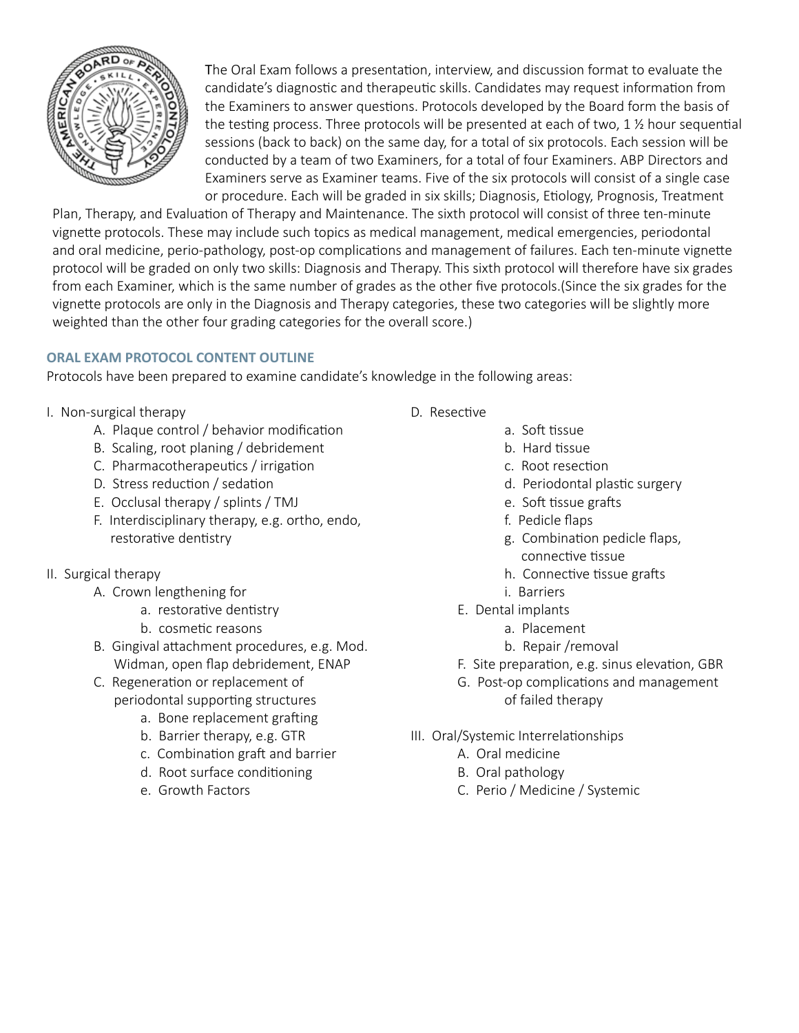The Oral Exam follows a presentation, interview, and discussion format to evaluate the candidate's diagnostic and therapeutic skills. Candidates may request information from the Examiners to answer questions. Protocols developed by the Board form the basis of the testing process. Three protocols will be presented at each of two, 1 ½ hour sequential sessions (back to back) on the same day, for a total of six protocols. Each session will be conducted by a team of two Examiners, for a total of four Examiners. ABP Directors and Examiners serve as Examiner teams. Five of the six protocols will consist of a single case or procedure. Each will be graded in six skills; Diagnosis, Etiology, Prognosis, Treatment Plan, Therapy, and Evaluation of Therapy and Maintenance. The sixth protocol will consist of three ten-minute vignette protocols. These may include such topics as medical management, medical emergencies, periodontal and oral medicine, perio-pathology, post-op complications and management of failures. Each ten-minute vignette protocol will be graded on only two skills: Diagnosis and Therapy. This sixth protocol will therefore have six grades from each Examiner, which is the same number of grades as the other five protocols.(Since the six grades for the vignette protocols are only in the Diagnosis and Therapy categories, these two categories will be slightly more weighted than the other four grading categories for the overall score.)

## ORAL EXAM PROTOCOL CONTENT OUTLINE

Protocols have been prepared to examine candidate's knowledge in the following areas:

- I. Non-surgical therapy
  - A. Plaque control / behavior modification
  - B. Scaling, root planing / debridement
  - C. Pharmacotherapeutics / irrigation
  - D. Stress reduction / sedation
  - E. Occlusal therapy / splints / TMJ
  - F. Interdisciplinary therapy, e.g. ortho, endo, restorative dentistry
- II. Surgical therapy
  - A. Crown lengthening for
    - a. restorative dentistry
    - b. cosmetic reasons
  - B. Gingival attachment procedures, e.g. Mod. Widman, open flap debridement, ENAP
  - C. Regeneration or replacement of periodontal supporting structures
    - a. Bone replacement grafting
    - b. Barrier therapy, e.g. GTR
    - c. Combination graft and barrier
    - d. Root surface conditioning
    - e. Growth Factors
  - D. Resective
    - a. Soft tissue
    - b. Hard tissue
    - c. Root resection
    - d. Periodontal plastic surgery
    - e. Soft tissue grafts
    - f. Pedicle flaps
    - g. Combination pedicle flaps, connective tissue
    - h. Connective tissue grafts
    - i. Barriers
  - E. Dental implants
    - a. Placement
    - b. Repair /removal
  - F. Site preparation, e.g. sinus elevation, GBR
  - G. Post-op complications and management of failed therapy
- III. Oral/Systemic Interrelationships
  - A. Oral medicine
  - B. Oral pathology
  - C. Perio / Medicine / Systemic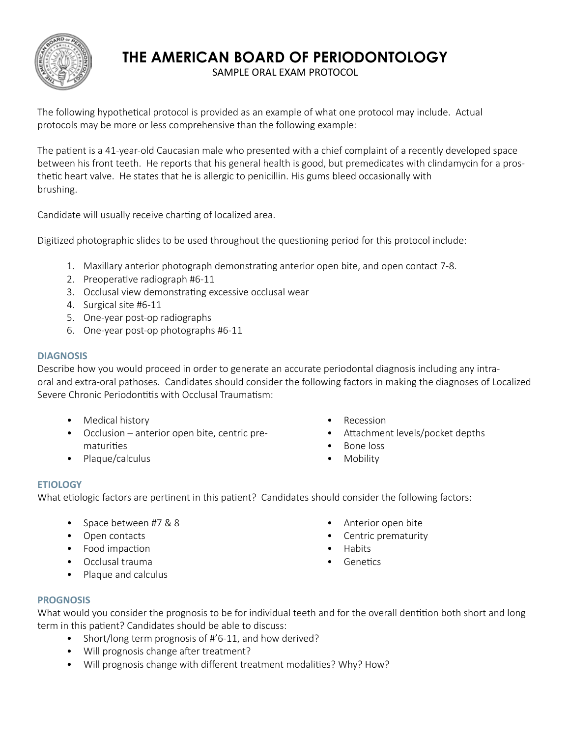# THE AMERICAN BOARD OF PERIODONTOLOGY

SAMPLE ORAL EXAM PROTOCOL

The following hypothetical protocol is provided as an example of what one protocol may include. Actual protocols may be more or less comprehensive than the following example:

The patient is a 41-year-old Caucasian male who presented with a chief complaint of a recently developed space between his front teeth. He reports that his general health is good, but premedicates with clindamycin for a prosthetic heart valve. He states that he is allergic to penicillin. His gums bleed occasionally with brushing.

Candidate will usually receive charting of localized area.

Digitized photographic slides to be used throughout the questioning period for this protocol include:

1. Maxillary anterior photograph demonstrating anterior open bite, and open contact 7-8.
2. Preoperative radiograph #6-11
3. Occlusal view demonstrating excessive occlusal wear
4. Surgical site #6-11
5. One-year post-op radiographs
6. One-year post-op photographs #6-11

### DIAGNOSIS

Describe how you would proceed in order to generate an accurate periodontal diagnosis including any intra-oral and extra-oral pathoses. Candidates should consider the following factors in making the diagnoses of Localized Severe Chronic Periodontitis with Occlusal Traumatism:

- Medical history
- Occlusion – anterior open bite, centric prematurities
- Plaque/calculus
- Recession
- Attachment levels/pocket depths
- Bone loss
- Mobility

### ETIOLOGY

What etiologic factors are pertinent in this patient? Candidates should consider the following factors:

- Space between #7 & 8
- Open contacts
- Food impaction
- Occlusal trauma
- Plaque and calculus
- Anterior open bite
- Centric prematurity
- Habits
- Genetics

### PROGNOSIS

What would you consider the prognosis to be for individual teeth and for the overall dentition both short and long term in this patient? Candidates should be able to discuss:

- Short/long term prognosis of #'6-11, and how derived?
- Will prognosis change after treatment?
- Will prognosis change with different treatment modalities? Why? How?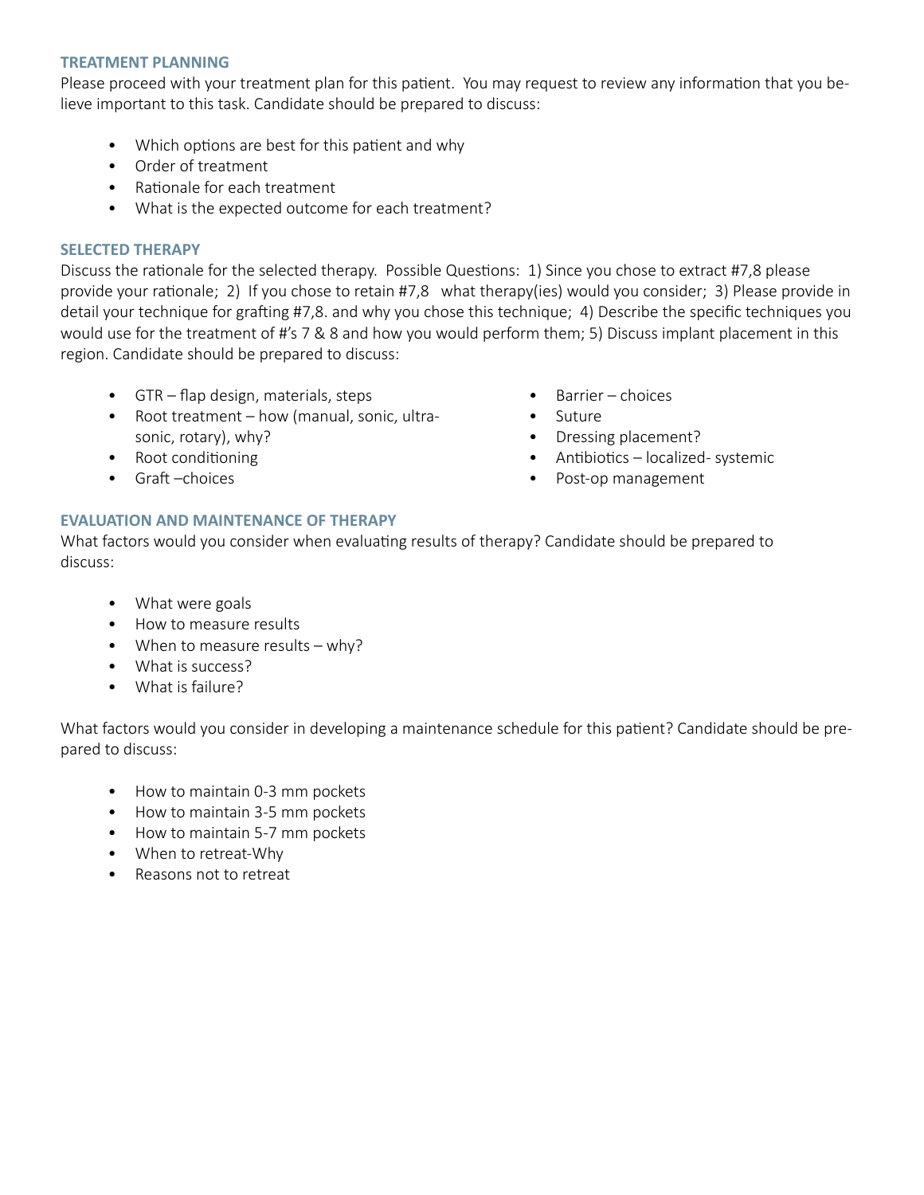## TREATMENT PLANNING

Please proceed with your treatment plan for this patient. You may request to review any information that you believe important to this task. Candidate should be prepared to discuss:

- Which options are best for this patient and why
- Order of treatment
- Rationale for each treatment
- What is the expected outcome for each treatment?

## SELECTED THERAPY

Discuss the rationale for the selected therapy. Possible Questions: 1) Since you chose to extract #7,8 please provide your rationale; 2) If you chose to retain #7,8 what therapy(ies) would you consider; 3) Please provide in detail your technique for grafting #7,8. and why you chose this technique; 4) Describe the specific techniques you would use for the treatment of #'s 7 & 8 and how you would perform them; 5) Discuss implant placement in this region. Candidate should be prepared to discuss:

- GTR – flap design, materials, steps
- Root treatment – how (manual, sonic, ultrasonic, rotary), why?
- Root conditioning
- Graft –choices
- Barrier – choices
- Suture
- Dressing placement?
- Antibiotics – localized- systemic
- Post-op management

## EVALUATION AND MAINTENANCE OF THERAPY

What factors would you consider when evaluating results of therapy? Candidate should be prepared to discuss:

- What were goals
- How to measure results
- When to measure results – why?
- What is success?
- What is failure?

What factors would you consider in developing a maintenance schedule for this patient? Candidate should be prepared to discuss:

- How to maintain 0-3 mm pockets
- How to maintain 3-5 mm pockets
- How to maintain 5-7 mm pockets
- When to retreat-Why
- Reasons not to retreat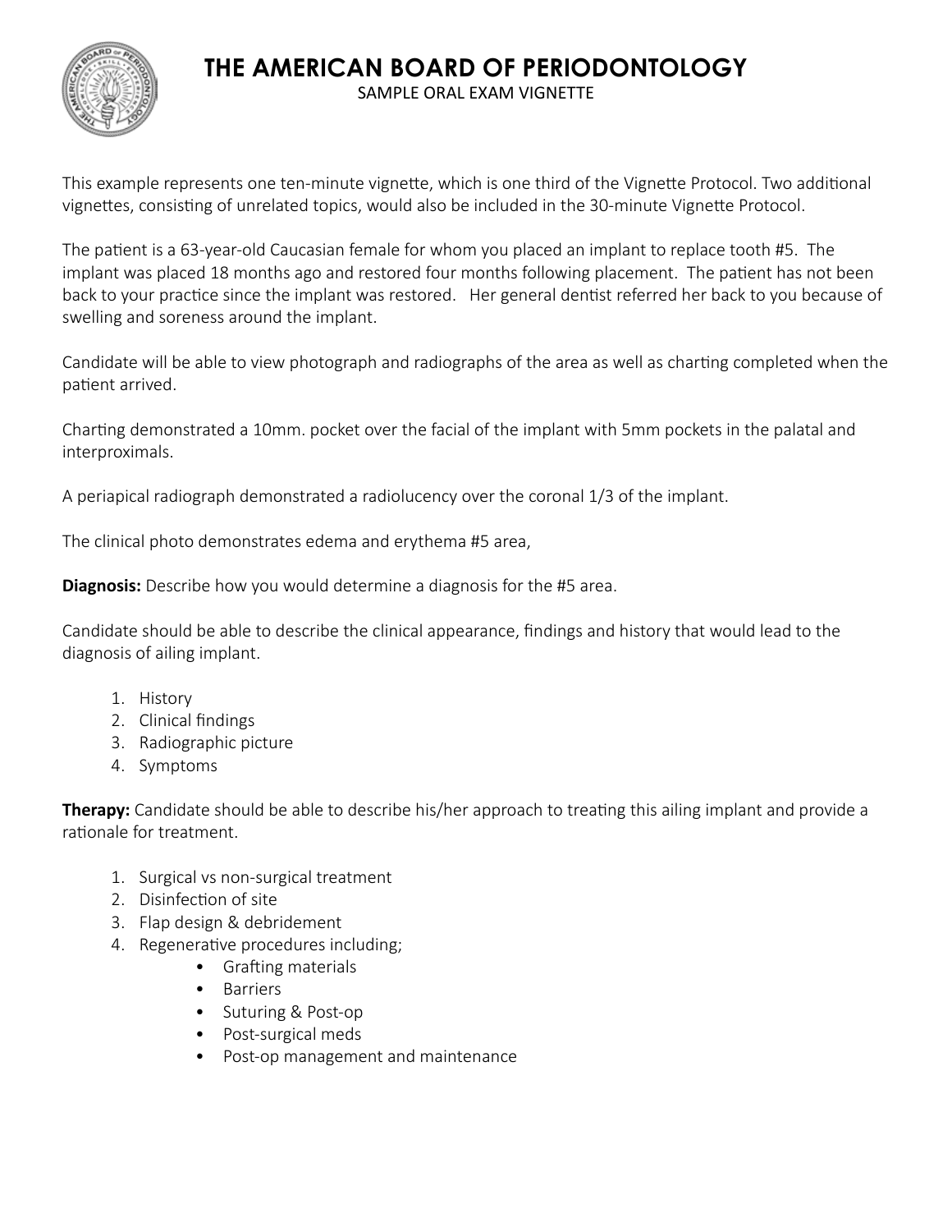# THE AMERICAN BOARD OF PERIODONTOLOGY

SAMPLE ORAL EXAM VIGNETTE

This example represents one ten-minute vignette, which is one third of the Vignette Protocol. Two additional vignettes, consisting of unrelated topics, would also be included in the 30-minute Vignette Protocol.

The patient is a 63-year-old Caucasian female for whom you placed an implant to replace tooth #5. The implant was placed 18 months ago and restored four months following placement. The patient has not been back to your practice since the implant was restored. Her general dentist referred her back to you because of swelling and soreness around the implant.

Candidate will be able to view photograph and radiographs of the area as well as charting completed when the patient arrived.

Charting demonstrated a 10mm. pocket over the facial of the implant with 5mm pockets in the palatal and interproximals.

A periapical radiograph demonstrated a radiolucency over the coronal 1/3 of the implant.

The clinical photo demonstrates edema and erythema #5 area,

**Diagnosis:** Describe how you would determine a diagnosis for the #5 area.

Candidate should be able to describe the clinical appearance, findings and history that would lead to the diagnosis of ailing implant.

1. History
2. Clinical findings
3. Radiographic picture
4. Symptoms

**Therapy:** Candidate should be able to describe his/her approach to treating this ailing implant and provide a rationale for treatment.

1. Surgical vs non-surgical treatment
2. Disinfection of site
3. Flap design & debridement
4. Regenerative procedures including;
   - Grafting materials
   - Barriers
   - Suturing & Post-op
   - Post-surgical meds
   - Post-op management and maintenance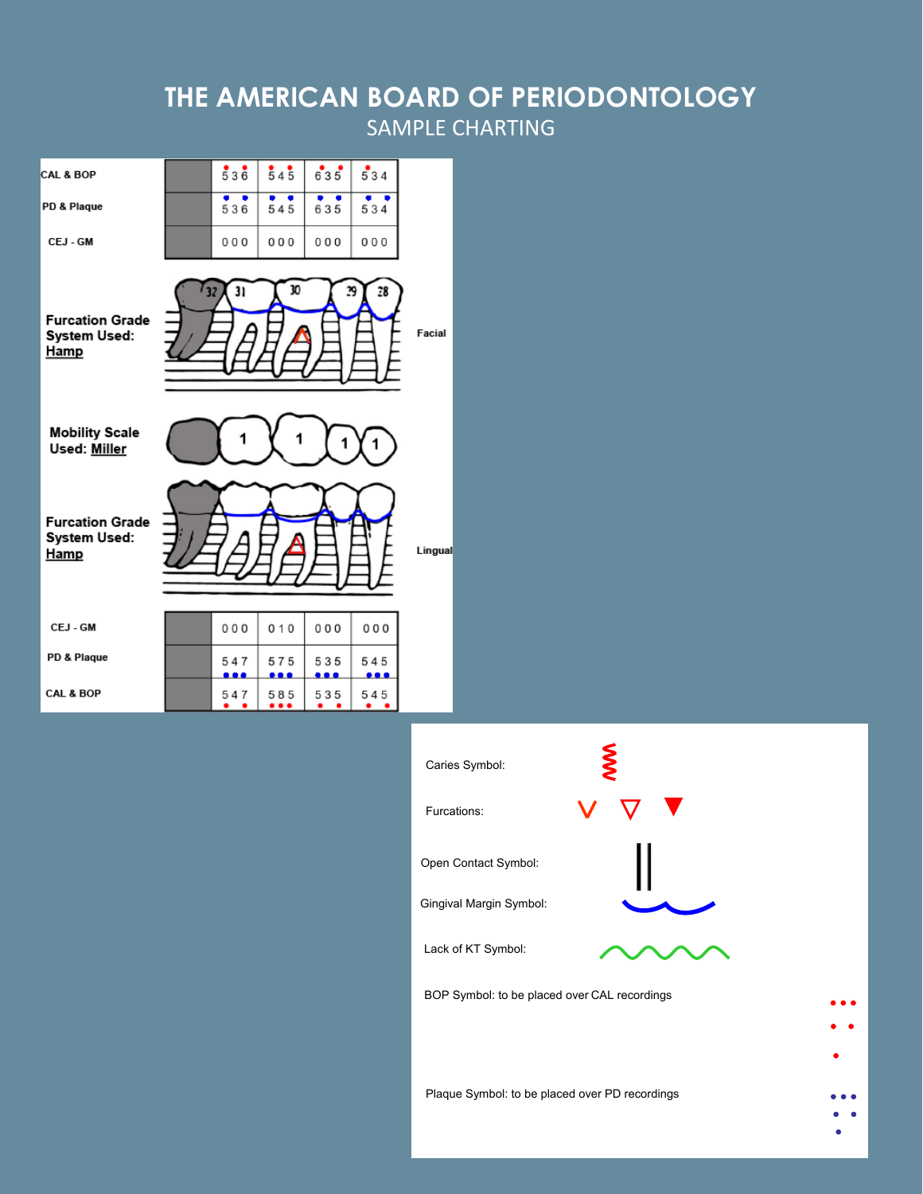# THE AMERICAN BOARD OF PERIODONTOLOGY

SAMPLE CHARTING

| | | 32 | 31 | 30 | 29 | 28 |
|---|---|---|---|---|---|---|
| **Facial** | CAL & BOP | | 5 3 6 | 5 4 5 | 6 3 5 | 5 3 4 |
| | PD & Plaque | | 5 3 6 | 5 4 5 | 6 3 5 | 5 3 4 |
| | CEJ - GM | | 0 0 0 | 0 0 0 | 0 0 0 | 0 0 0 |
| | Furcation Grade System Used: Hamp | | | | | |
| | Mobility Scale Used: Miller | | 1 | 1 | 1 | 1 |
| **Lingual** | Furcation Grade System Used: Hamp | | | | | |
| | CEJ - GM | | 0 0 0 | 0 1 0 | 0 0 0 | 0 0 0 |
| | PD & Plaque | | 5 4 7 | 5 7 5 | 5 3 5 | 5 4 5 |
| | CAL & BOP | | 5 4 7 | 5 8 5 | 5 3 5 | 5 4 5 |

Caries Symbol:

Furcations:

Open Contact Symbol:

Gingival Margin Symbol:

Lack of KT Symbol:

BOP Symbol: to be placed over CAL recordings

Plaque Symbol: to be placed over PD recordings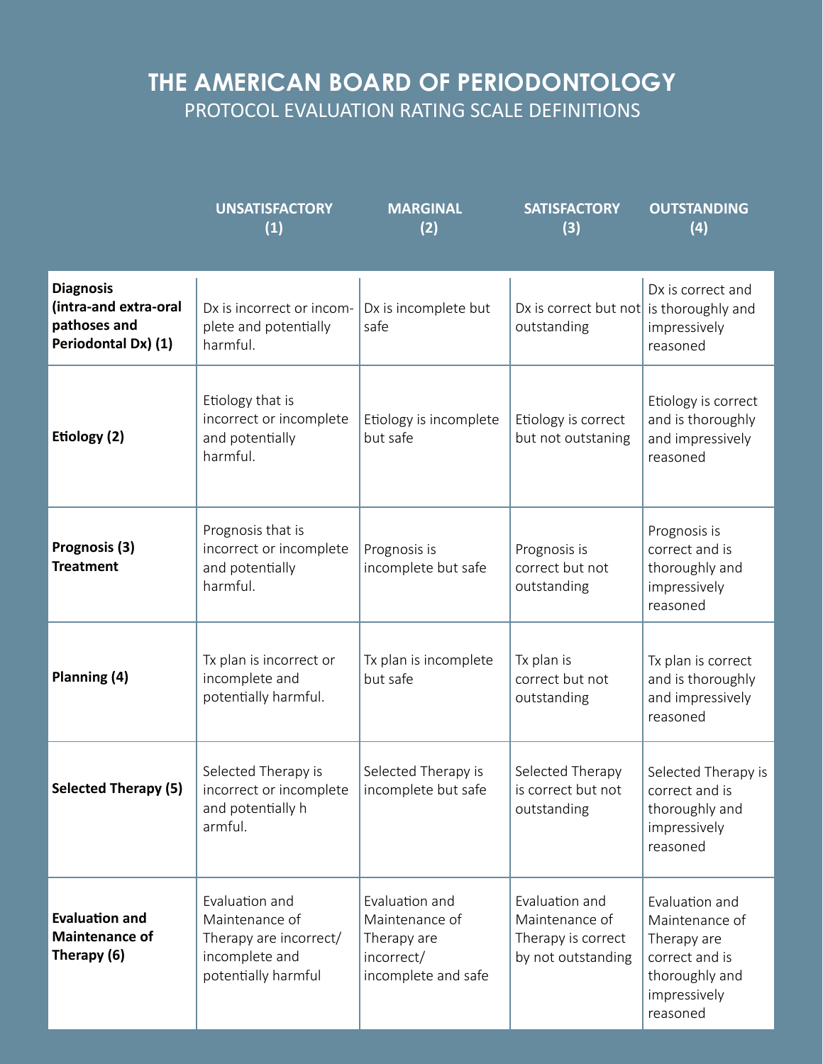# THE AMERICAN BOARD OF PERIODONTOLOGY

## PROTOCOL EVALUATION RATING SCALE DEFINITIONS

| | UNSATISFACTORY (1) | MARGINAL (2) | SATISFACTORY (3) | OUTSTANDING (4) |
|---|---|---|---|---|
| **Diagnosis (intra-and extra-oral pathoses and Periodontal Dx) (1)** | Dx is incorrect or incomplete and potentially harmful. | Dx is incomplete but safe | Dx is correct but not outstanding | Dx is correct and is thoroughly and impressively reasoned |
| **Etiology (2)** | Etiology that is incorrect or incomplete and potentially harmful. | Etiology is incomplete but safe | Etiology is correct but not outstaning | Etiology is correct and is thoroughly and impressively reasoned |
| **Prognosis (3) Treatment** | Prognosis that is incorrect or incomplete and potentially harmful. | Prognosis is incomplete but safe | Prognosis is correct but not outstanding | Prognosis is correct and is thoroughly and impressively reasoned |
| **Planning (4)** | Tx plan is incorrect or incomplete and potentially harmful. | Tx plan is incomplete but safe | Tx plan is correct but not outstanding | Tx plan is correct and is thoroughly and impressively reasoned |
| **Selected Therapy (5)** | Selected Therapy is incorrect or incomplete and potentially h armful. | Selected Therapy is incomplete but safe | Selected Therapy is correct but not outstanding | Selected Therapy is correct and is thoroughly and impressively reasoned |
| **Evaluation and Maintenance of Therapy (6)** | Evaluation and Maintenance of Therapy are incorrect/ incomplete and potentially harmful | Evaluation and Maintenance of Therapy are incorrect/ incomplete and safe | Evaluation and Maintenance of Therapy is correct by not outstanding | Evaluation and Maintenance of Therapy are correct and is thoroughly and impressively reasoned |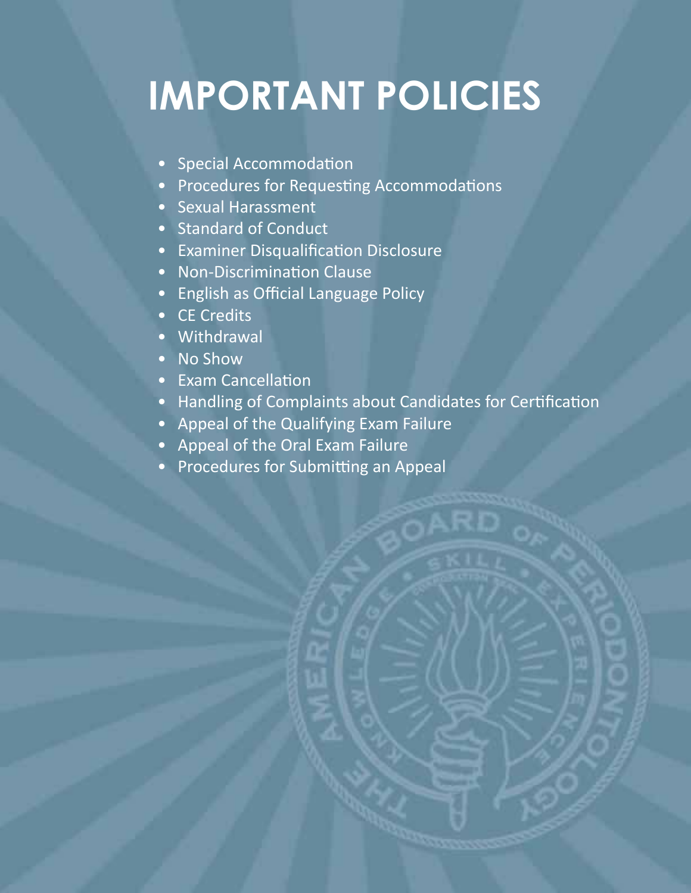# IMPORTANT POLICIES

- Special Accommodation
- Procedures for Requesting Accommodations
- Sexual Harassment
- Standard of Conduct
- Examiner Disqualification Disclosure
- Non-Discrimination Clause
- English as Official Language Policy
- CE Credits
- Withdrawal
- No Show
- Exam Cancellation
- Handling of Complaints about Candidates for Certification
- Appeal of the Qualifying Exam Failure
- Appeal of the Oral Exam Failure
- Procedures for Submitting an Appeal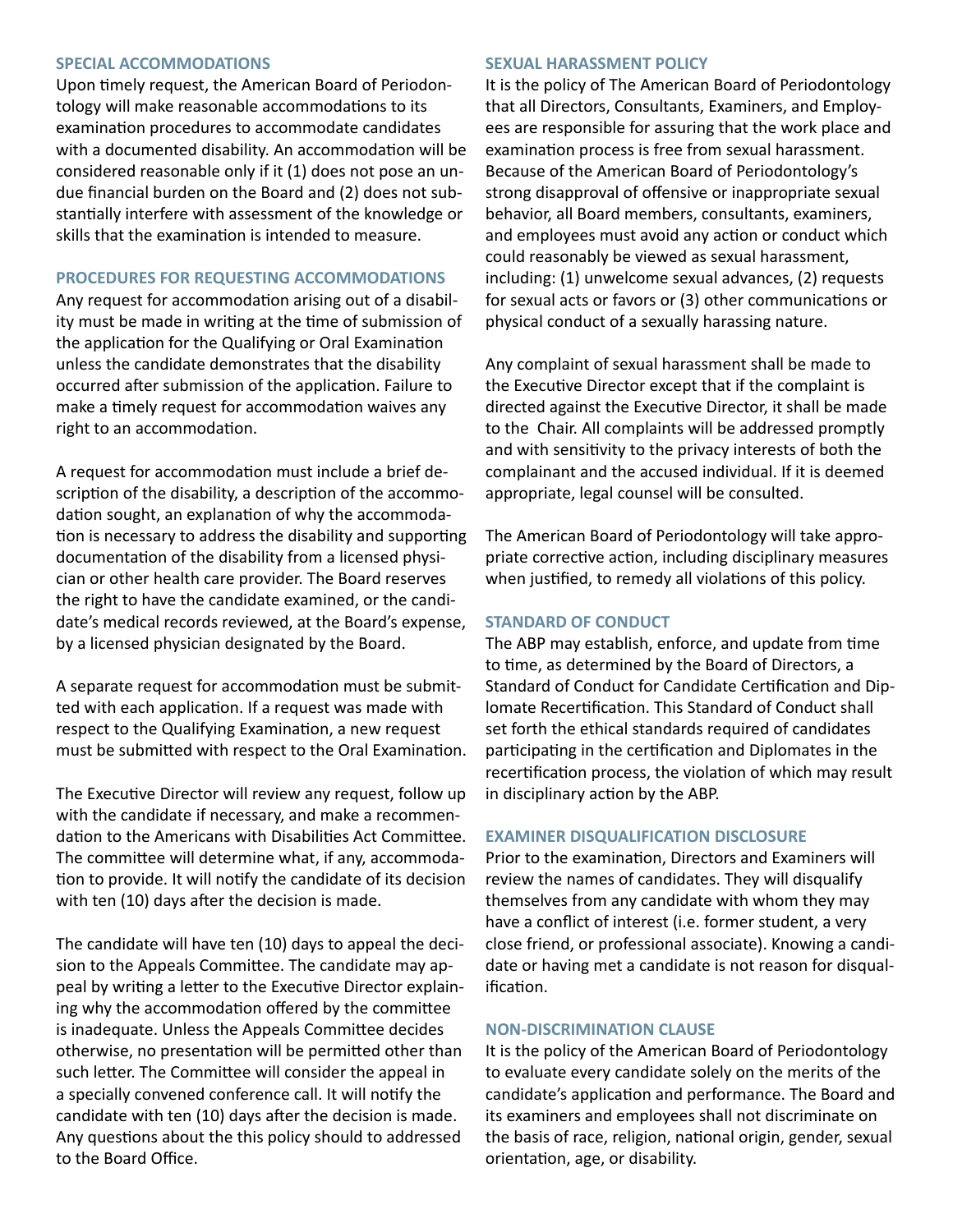## SPECIAL ACCOMMODATIONS

Upon timely request, the American Board of Periodontology will make reasonable accommodations to its examination procedures to accommodate candidates with a documented disability. An accommodation will be considered reasonable only if it (1) does not pose an undue financial burden on the Board and (2) does not substantially interfere with assessment of the knowledge or skills that the examination is intended to measure.

## PROCEDURES FOR REQUESTING ACCOMMODATIONS

Any request for accommodation arising out of a disability must be made in writing at the time of submission of the application for the Qualifying or Oral Examination unless the candidate demonstrates that the disability occurred after submission of the application. Failure to make a timely request for accommodation waives any right to an accommodation.

A request for accommodation must include a brief description of the disability, a description of the accommodation sought, an explanation of why the accommodation is necessary to address the disability and supporting documentation of the disability from a licensed physician or other health care provider. The Board reserves the right to have the candidate examined, or the candidate's medical records reviewed, at the Board's expense, by a licensed physician designated by the Board.

A separate request for accommodation must be submitted with each application. If a request was made with respect to the Qualifying Examination, a new request must be submitted with respect to the Oral Examination.

The Executive Director will review any request, follow up with the candidate if necessary, and make a recommendation to the Americans with Disabilities Act Committee. The committee will determine what, if any, accommodation to provide. It will notify the candidate of its decision with ten (10) days after the decision is made.

The candidate will have ten (10) days to appeal the decision to the Appeals Committee. The candidate may appeal by writing a letter to the Executive Director explaining why the accommodation offered by the committee is inadequate. Unless the Appeals Committee decides otherwise, no presentation will be permitted other than such letter. The Committee will consider the appeal in a specially convened conference call. It will notify the candidate with ten (10) days after the decision is made. Any questions about the this policy should to addressed to the Board Office.

## SEXUAL HARASSMENT POLICY

It is the policy of The American Board of Periodontology that all Directors, Consultants, Examiners, and Employees are responsible for assuring that the work place and examination process is free from sexual harassment. Because of the American Board of Periodontology's strong disapproval of offensive or inappropriate sexual behavior, all Board members, consultants, examiners, and employees must avoid any action or conduct which could reasonably be viewed as sexual harassment, including: (1) unwelcome sexual advances, (2) requests for sexual acts or favors or (3) other communications or physical conduct of a sexually harassing nature.

Any complaint of sexual harassment shall be made to the Executive Director except that if the complaint is directed against the Executive Director, it shall be made to the Chair. All complaints will be addressed promptly and with sensitivity to the privacy interests of both the complainant and the accused individual. If it is deemed appropriate, legal counsel will be consulted.

The American Board of Periodontology will take appropriate corrective action, including disciplinary measures when justified, to remedy all violations of this policy.

## STANDARD OF CONDUCT

The ABP may establish, enforce, and update from time to time, as determined by the Board of Directors, a Standard of Conduct for Candidate Certification and Diplomate Recertification. This Standard of Conduct shall set forth the ethical standards required of candidates participating in the certification and Diplomates in the recertification process, the violation of which may result in disciplinary action by the ABP.

## EXAMINER DISQUALIFICATION DISCLOSURE

Prior to the examination, Directors and Examiners will review the names of candidates. They will disqualify themselves from any candidate with whom they may have a conflict of interest (i.e. former student, a very close friend, or professional associate). Knowing a candidate or having met a candidate is not reason for disqualification.

## NON-DISCRIMINATION CLAUSE

It is the policy of the American Board of Periodontology to evaluate every candidate solely on the merits of the candidate's application and performance. The Board and its examiners and employees shall not discriminate on the basis of race, religion, national origin, gender, sexual orientation, age, or disability.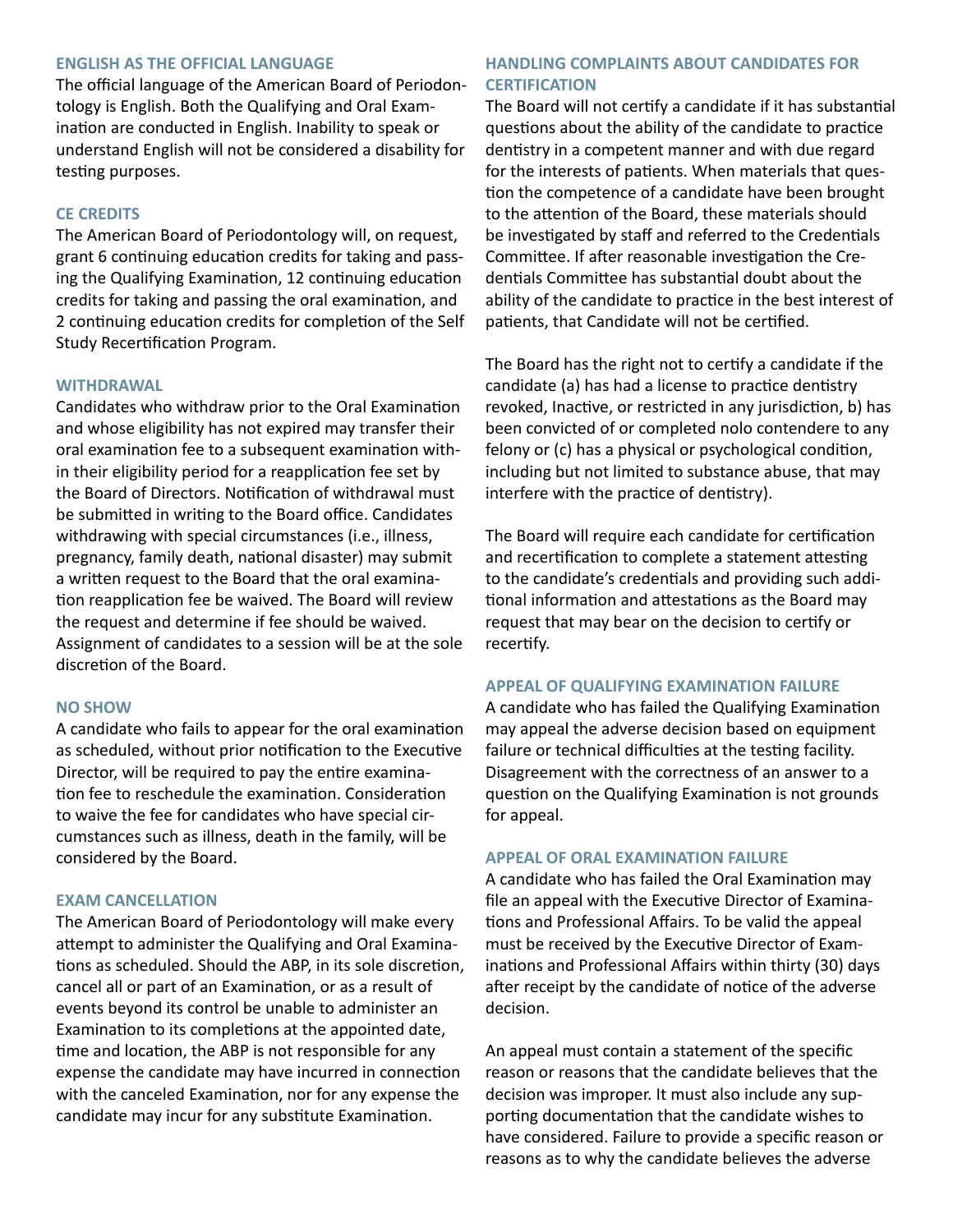## ENGLISH AS THE OFFICIAL LANGUAGE

The official language of the American Board of Periodontology is English. Both the Qualifying and Oral Examination are conducted in English. Inability to speak or understand English will not be considered a disability for testing purposes.

## CE CREDITS

The American Board of Periodontology will, on request, grant 6 continuing education credits for taking and passing the Qualifying Examination, 12 continuing education credits for taking and passing the oral examination, and 2 continuing education credits for completion of the Self Study Recertification Program.

## WITHDRAWAL

Candidates who withdraw prior to the Oral Examination and whose eligibility has not expired may transfer their oral examination fee to a subsequent examination within their eligibility period for a reapplication fee set by the Board of Directors. Notification of withdrawal must be submitted in writing to the Board office. Candidates withdrawing with special circumstances (i.e., illness, pregnancy, family death, national disaster) may submit a written request to the Board that the oral examination reapplication fee be waived. The Board will review the request and determine if fee should be waived. Assignment of candidates to a session will be at the sole discretion of the Board.

## NO SHOW

A candidate who fails to appear for the oral examination as scheduled, without prior notification to the Executive Director, will be required to pay the entire examination fee to reschedule the examination. Consideration to waive the fee for candidates who have special circumstances such as illness, death in the family, will be considered by the Board.

## EXAM CANCELLATION

The American Board of Periodontology will make every attempt to administer the Qualifying and Oral Examinations as scheduled. Should the ABP, in its sole discretion, cancel all or part of an Examination, or as a result of events beyond its control be unable to administer an Examination to its completions at the appointed date, time and location, the ABP is not responsible for any expense the candidate may have incurred in connection with the canceled Examination, nor for any expense the candidate may incur for any substitute Examination.

## HANDLING COMPLAINTS ABOUT CANDIDATES FOR CERTIFICATION

The Board will not certify a candidate if it has substantial questions about the ability of the candidate to practice dentistry in a competent manner and with due regard for the interests of patients. When materials that question the competence of a candidate have been brought to the attention of the Board, these materials should be investigated by staff and referred to the Credentials Committee. If after reasonable investigation the Credentials Committee has substantial doubt about the ability of the candidate to practice in the best interest of patients, that Candidate will not be certified.

The Board has the right not to certify a candidate if the candidate (a) has had a license to practice dentistry revoked, Inactive, or restricted in any jurisdiction, b) has been convicted of or completed nolo contendere to any felony or (c) has a physical or psychological condition, including but not limited to substance abuse, that may interfere with the practice of dentistry).

The Board will require each candidate for certification and recertification to complete a statement attesting to the candidate's credentials and providing such additional information and attestations as the Board may request that may bear on the decision to certify or recertify.

## APPEAL OF QUALIFYING EXAMINATION FAILURE

A candidate who has failed the Qualifying Examination may appeal the adverse decision based on equipment failure or technical difficulties at the testing facility. Disagreement with the correctness of an answer to a question on the Qualifying Examination is not grounds for appeal.

## APPEAL OF ORAL EXAMINATION FAILURE

A candidate who has failed the Oral Examination may file an appeal with the Executive Director of Examinations and Professional Affairs. To be valid the appeal must be received by the Executive Director of Examinations and Professional Affairs within thirty (30) days after receipt by the candidate of notice of the adverse decision.

An appeal must contain a statement of the specific reason or reasons that the candidate believes that the decision was improper. It must also include any supporting documentation that the candidate wishes to have considered. Failure to provide a specific reason or reasons as to why the candidate believes the adverse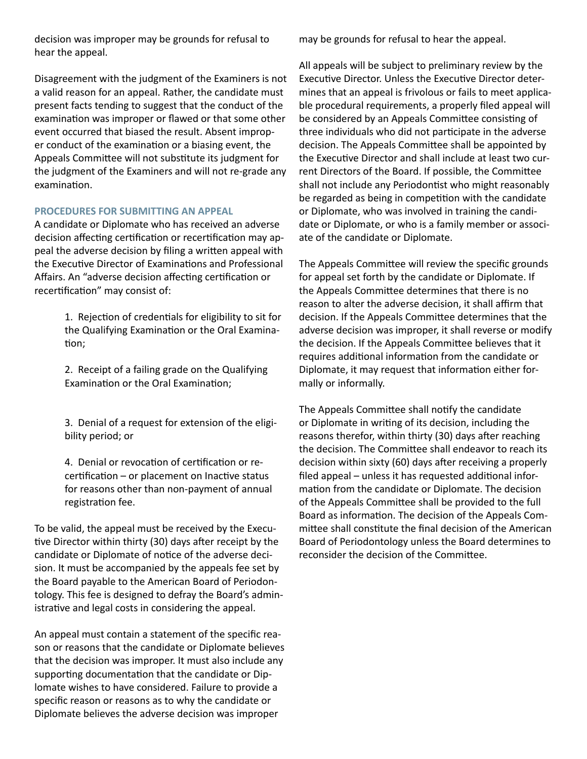decision was improper may be grounds for refusal to hear the appeal.

Disagreement with the judgment of the Examiners is not a valid reason for an appeal. Rather, the candidate must present facts tending to suggest that the conduct of the examination was improper or flawed or that some other event occurred that biased the result. Absent improper conduct of the examination or a biasing event, the Appeals Committee will not substitute its judgment for the judgment of the Examiners and will not re-grade any examination.

### PROCEDURES FOR SUBMITTING AN APPEAL

A candidate or Diplomate who has received an adverse decision affecting certification or recertification may appeal the adverse decision by filing a written appeal with the Executive Director of Examinations and Professional Affairs. An "adverse decision affecting certification or recertification" may consist of:

1. Rejection of credentials for eligibility to sit for the Qualifying Examination or the Oral Examination;
2. Receipt of a failing grade on the Qualifying Examination or the Oral Examination;
3. Denial of a request for extension of the eligibility period; or
4. Denial or revocation of certification or recertification – or placement on Inactive status for reasons other than non-payment of annual registration fee.

To be valid, the appeal must be received by the Executive Director within thirty (30) days after receipt by the candidate or Diplomate of notice of the adverse decision. It must be accompanied by the appeals fee set by the Board payable to the American Board of Periodontology. This fee is designed to defray the Board's administrative and legal costs in considering the appeal.

An appeal must contain a statement of the specific reason or reasons that the candidate or Diplomate believes that the decision was improper. It must also include any supporting documentation that the candidate or Diplomate wishes to have considered. Failure to provide a specific reason or reasons as to why the candidate or Diplomate believes the adverse decision was improper may be grounds for refusal to hear the appeal.

All appeals will be subject to preliminary review by the Executive Director. Unless the Executive Director determines that an appeal is frivolous or fails to meet applicable procedural requirements, a properly filed appeal will be considered by an Appeals Committee consisting of three individuals who did not participate in the adverse decision. The Appeals Committee shall be appointed by the Executive Director and shall include at least two current Directors of the Board. If possible, the Committee shall not include any Periodontist who might reasonably be regarded as being in competition with the candidate or Diplomate, who was involved in training the candidate or Diplomate, or who is a family member or associate of the candidate or Diplomate.

The Appeals Committee will review the specific grounds for appeal set forth by the candidate or Diplomate. If the Appeals Committee determines that there is no reason to alter the adverse decision, it shall affirm that decision. If the Appeals Committee determines that the adverse decision was improper, it shall reverse or modify the decision. If the Appeals Committee believes that it requires additional information from the candidate or Diplomate, it may request that information either formally or informally.

The Appeals Committee shall notify the candidate or Diplomate in writing of its decision, including the reasons therefor, within thirty (30) days after reaching the decision. The Committee shall endeavor to reach its decision within sixty (60) days after receiving a properly filed appeal – unless it has requested additional information from the candidate or Diplomate. The decision of the Appeals Committee shall be provided to the full Board as information. The decision of the Appeals Committee shall constitute the final decision of the American Board of Periodontology unless the Board determines to reconsider the decision of the Committee.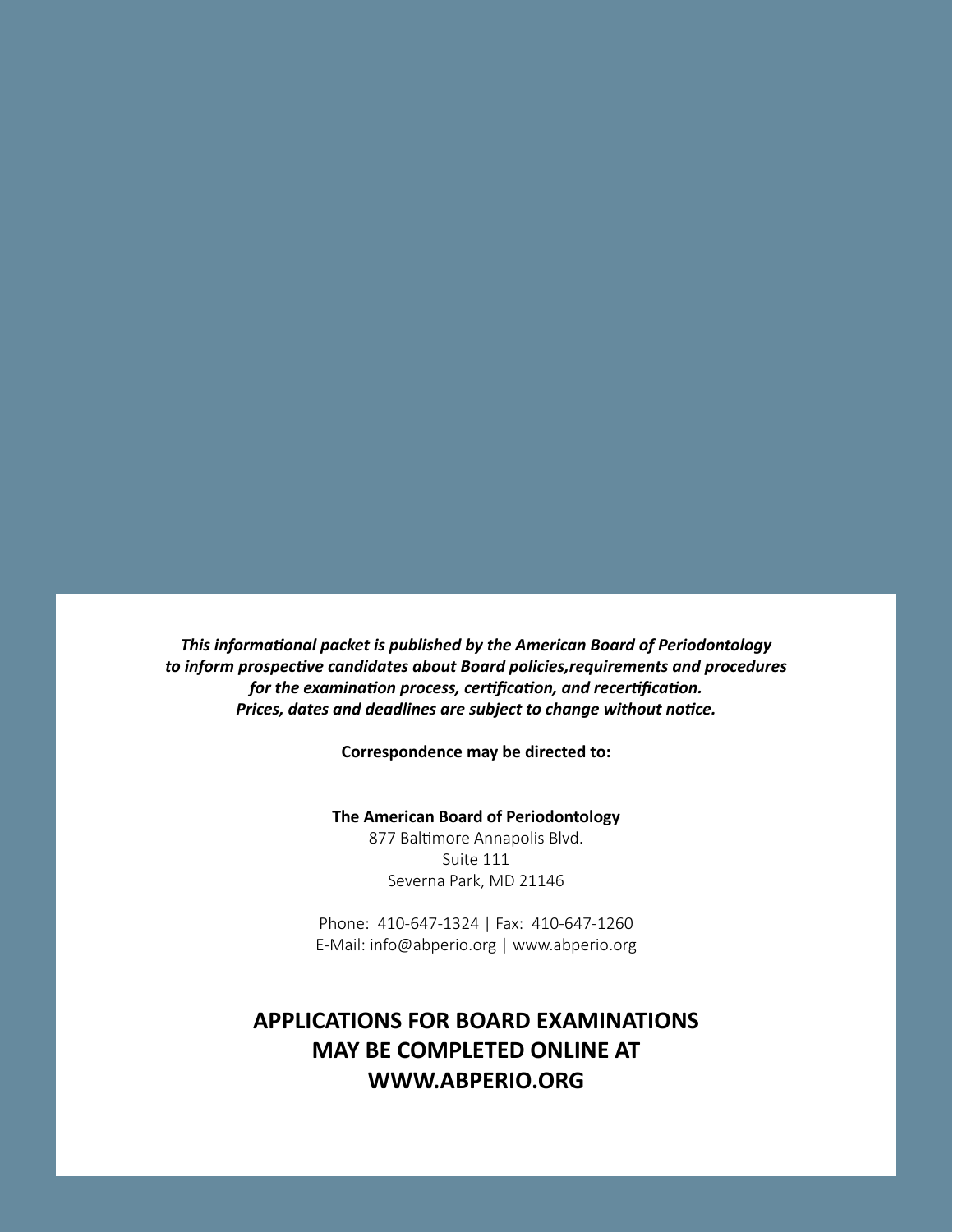*This informational packet is published by the American Board of Periodontology to inform prospective candidates about Board policies,requirements and procedures for the examination process, certification, and recertification. Prices, dates and deadlines are subject to change without notice.*

**Correspondence may be directed to:**

**The American Board of Periodontology**
877 Baltimore Annapolis Blvd.
Suite 111
Severna Park, MD 21146

Phone: 410-647-1324 | Fax: 410-647-1260
E-Mail: info@abperio.org | www.abperio.org

**APPLICATIONS FOR BOARD EXAMINATIONS MAY BE COMPLETED ONLINE AT WWW.ABPERIO.ORG**